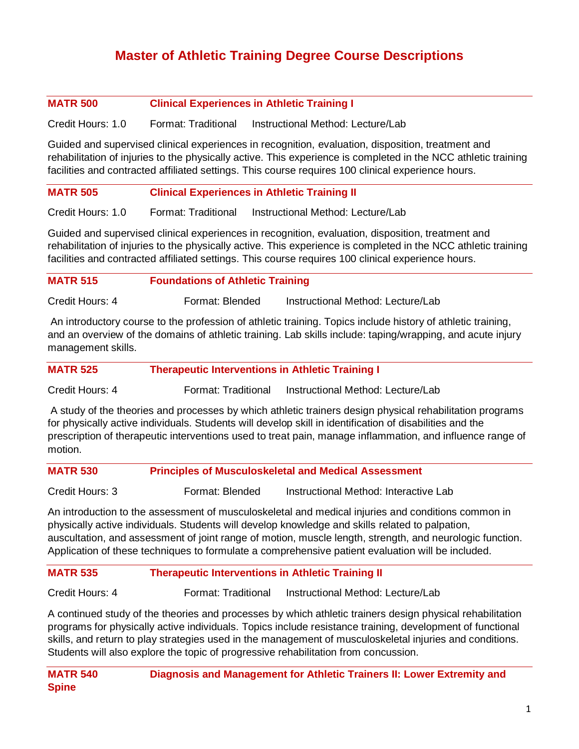# Master of Athletic Training Degree Course Descriptions

## MATR 500 Clinical Experiences in Athletic Training I

Credit Hours: 1.0 Format: Traditional Instructional Method: Lecture/Lab

Guided and supervised clinical experiences in recognition, evaluation, disposition, treatment and rehabilitation of injuries to the physically active. This experience is completed in the NCC athletic training facilities and contracted affiliated settings. This course requires 100 clinical experience hours.

## MATR 505 Clinical Experiences in Athletic Training II

Credit Hours: 1.0 Format: Traditional Instructional Method: Lecture/Lab

Guided and supervised clinical experiences in recognition, evaluation, disposition, treatment and rehabilitation of injuries to the physically active. This experience is completed in the NCC athletic training facilities and contracted affiliated settings. This course requires 100 clinical experience hours.

## MATR 515 Foundations of Athletic Training

Credit Hours: 4 Format: Blended Instructional Method: Lecture/Lab

An introductory course to the profession of athletic training. Topics include history of athletic training, and an overview of the domains of athletic training. Lab skills include: taping/wrapping, and acute injury management skills.

## MATR 525 Therapeutic Interventions in Athletic Training I

Credit Hours: 4 Format: Traditional Instructional Method: Lecture/Lab

A study of the theories and processes by which athletic trainers design physical rehabilitation programs for physically active individuals. Students will develop skill in identification of disabilities and the prescription of therapeutic interventions used to treat pain, manage inflammation, and influence range of motion.

## MATR 530 Principles of Musculoskeletal and Medical Assessment

Credit Hours: 3 Format: Blended Instructional Method: Interactive Lab

An introduction to the assessment of musculoskeletal and medical injuries and conditions common in physically active individuals. Students will develop knowledge and skills related to palpation, auscultation, and assessment of joint range of motion, muscle length, strength, and neurologic function. Application of these techniques to formulate a comprehensive patient evaluation will be included.

## MATR 535 Therapeutic Interventions in Athletic Training II

Credit Hours: 4 Format: Traditional Instructional Method: Lecture/Lab

A continued study of the theories and processes by which athletic trainers design physical rehabilitation programs for physically active individuals. Topics include resistance training, development of functional skills, and return to play strategies used in the management of musculoskeletal injuries and conditions. Students will also explore the topic of progressive rehabilitation from concussion.

## MATR 540 Diagnosis and Management for Athletic Trainers II: Lower Extremity and Spine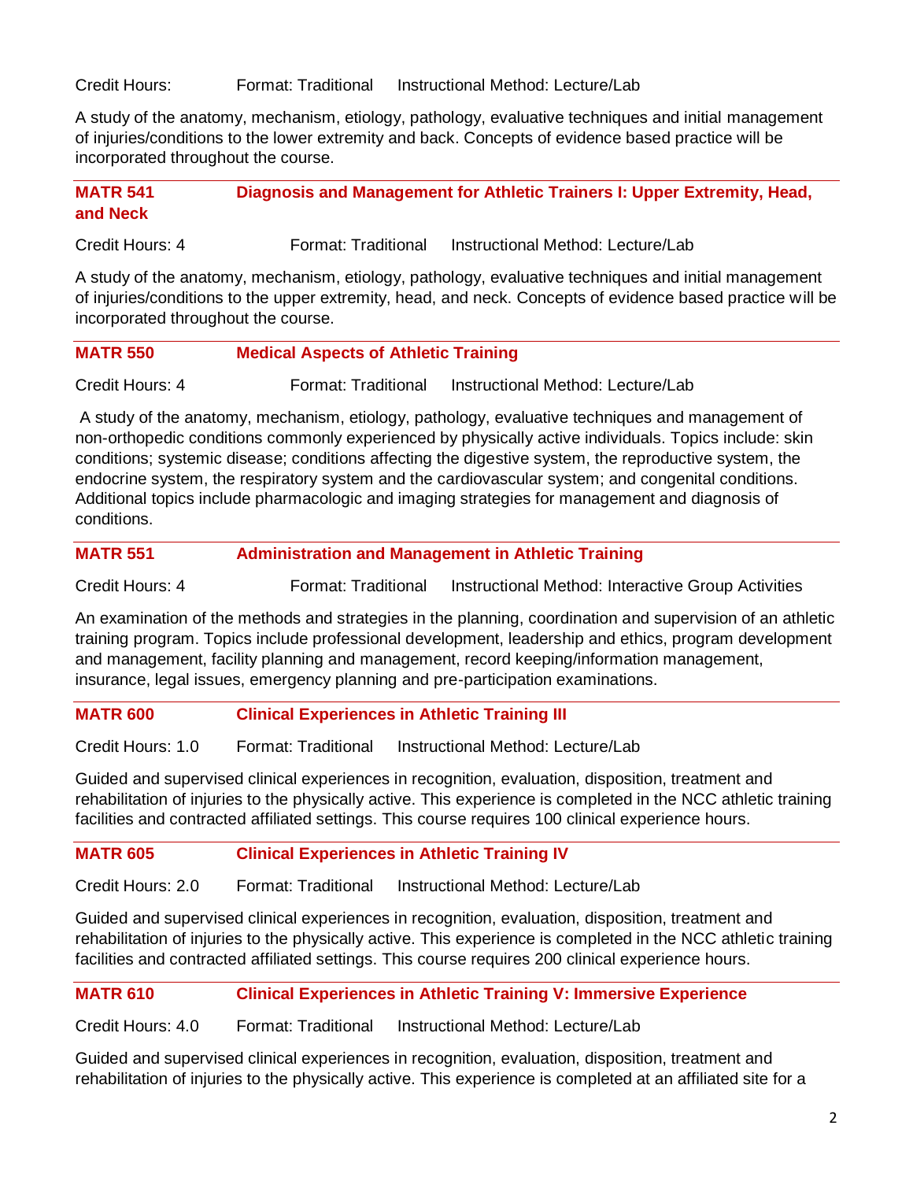Credit Hours: Format: Traditional Instructional Method: Lecture/Lab

A study of the anatomy, mechanism, etiology, pathology, evaluative techniques and initial management of injuries/conditions to the lower extremity and back. Concepts of evidence based practice will be incorporated throughout the course.

---

**MATR 541 Diagnosis and Management for Athletic Trainers I: Upper Extremity, Head, and Neck**

Credit Hours: 4 Format: Traditional Instructional Method: Lecture/Lab

A study of the anatomy, mechanism, etiology, pathology, evaluative techniques and initial management of injuries/conditions to the upper extremity, head, and neck. Concepts of evidence based practice will be incorporated throughout the course.

---

**MATR 550 Medical Aspects of Athletic Training**

Credit Hours: 4 Format: Traditional Instructional Method: Lecture/Lab

A study of the anatomy, mechanism, etiology, pathology, evaluative techniques and management of non-orthopedic conditions commonly experienced by physically active individuals. Topics include: skin conditions; systemic disease; conditions affecting the digestive system, the reproductive system, the endocrine system, the respiratory system and the cardiovascular system; and congenital conditions. Additional topics include pharmacologic and imaging strategies for management and diagnosis of conditions.

---

**MATR 551 Administration and Management in Athletic Training**

Credit Hours: 4 Format: Traditional Instructional Method: Interactive Group Activities

An examination of the methods and strategies in the planning, coordination and supervision of an athletic training program. Topics include professional development, leadership and ethics, program development and management, facility planning and management, record keeping/information management, insurance, legal issues, emergency planning and pre-participation examinations.

---

**MATR 600 Clinical Experiences in Athletic Training III**

Credit Hours: 1.0 Format: Traditional Instructional Method: Lecture/Lab

Guided and supervised clinical experiences in recognition, evaluation, disposition, treatment and rehabilitation of injuries to the physically active. This experience is completed in the NCC athletic training facilities and contracted affiliated settings. This course requires 100 clinical experience hours.

---

**MATR 605 Clinical Experiences in Athletic Training IV**

Credit Hours: 2.0 Format: Traditional Instructional Method: Lecture/Lab

Guided and supervised clinical experiences in recognition, evaluation, disposition, treatment and rehabilitation of injuries to the physically active. This experience is completed in the NCC athletic training facilities and contracted affiliated settings. This course requires 200 clinical experience hours.

---

**MATR 610 Clinical Experiences in Athletic Training V: Immersive Experience**

Credit Hours: 4.0 Format: Traditional Instructional Method: Lecture/Lab

Guided and supervised clinical experiences in recognition, evaluation, disposition, treatment and rehabilitation of injuries to the physically active. This experience is completed at an affiliated site for a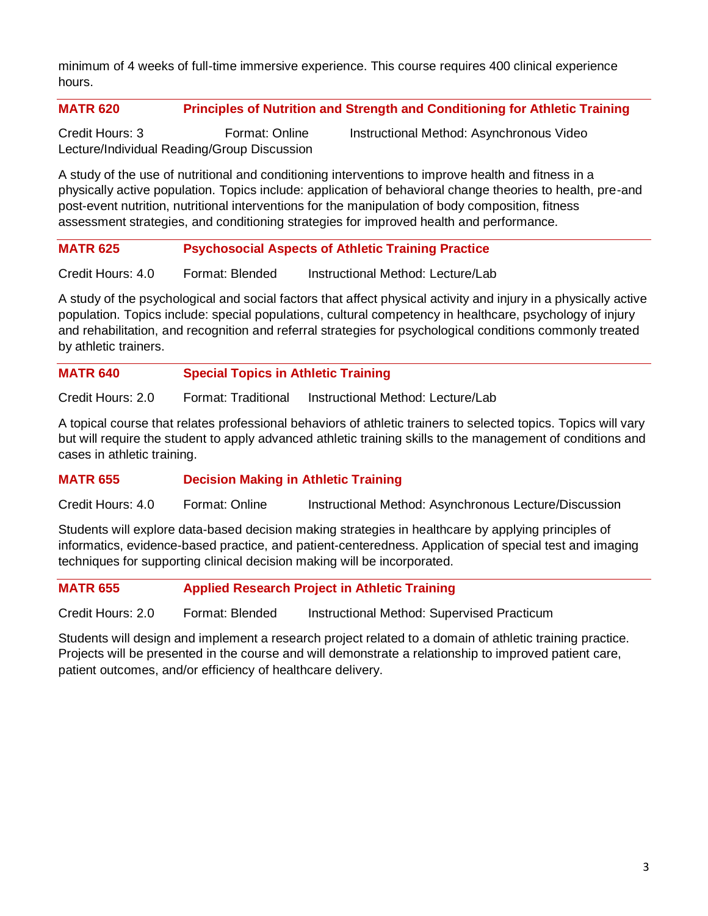minimum of 4 weeks of full-time immersive experience. This course requires 400 clinical experience hours.

### MATR 620 Principles of Nutrition and Strength and Conditioning for Athletic Training

Credit Hours: 3 Format: Online Instructional Method: Asynchronous Video Lecture/Individual Reading/Group Discussion

A study of the use of nutritional and conditioning interventions to improve health and fitness in a physically active population. Topics include: application of behavioral change theories to health, pre-and post-event nutrition, nutritional interventions for the manipulation of body composition, fitness assessment strategies, and conditioning strategies for improved health and performance.

### MATR 625 Psychosocial Aspects of Athletic Training Practice

Credit Hours: 4.0 Format: Blended Instructional Method: Lecture/Lab

A study of the psychological and social factors that affect physical activity and injury in a physically active population. Topics include: special populations, cultural competency in healthcare, psychology of injury and rehabilitation, and recognition and referral strategies for psychological conditions commonly treated by athletic trainers.

### MATR 640 Special Topics in Athletic Training

Credit Hours: 2.0 Format: Traditional Instructional Method: Lecture/Lab

A topical course that relates professional behaviors of athletic trainers to selected topics. Topics will vary but will require the student to apply advanced athletic training skills to the management of conditions and cases in athletic training.

### MATR 655 Decision Making in Athletic Training

Credit Hours: 4.0 Format: Online Instructional Method: Asynchronous Lecture/Discussion

Students will explore data-based decision making strategies in healthcare by applying principles of informatics, evidence-based practice, and patient-centeredness. Application of special test and imaging techniques for supporting clinical decision making will be incorporated.

### MATR 655 Applied Research Project in Athletic Training

Credit Hours: 2.0 Format: Blended Instructional Method: Supervised Practicum

Students will design and implement a research project related to a domain of athletic training practice. Projects will be presented in the course and will demonstrate a relationship to improved patient care, patient outcomes, and/or efficiency of healthcare delivery.